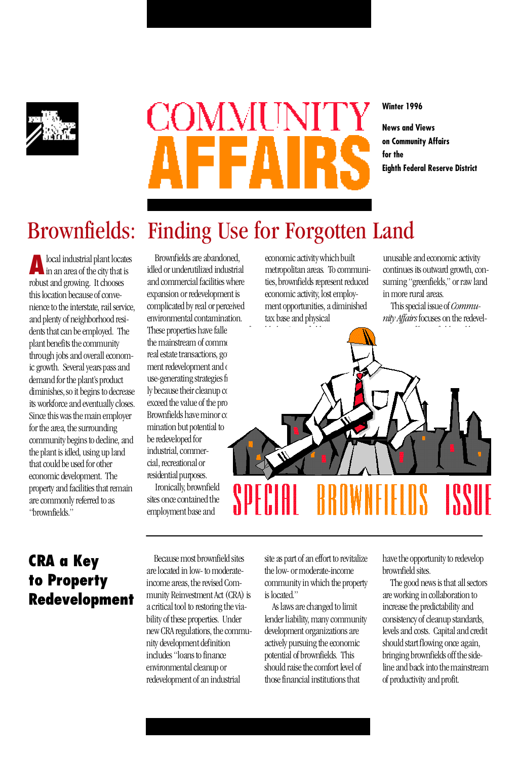# COMMUNITY AFFAIRS

Winter 1996

News and Views on Community Affairs for the Eighth Federal Reserve District

## Brownfields: Finding Use for Forgotten Land

A local industrial plant locates in an area of the city that is robust and growing. It chooses this location because of convenience to the interstate, rail service, and plenty of neighborhood residents that can be employed. The plant benefits the community through jobs and overall economic growth. Several years pass and demand for the plant's product diminishes, so it begins to decrease its workforce and eventually closes. Since this was the main employer for the area, the surrounding community begins to decline, and the plant is idled, using up land that could be used for other economic development. The property and facilities that remain are commonly referred to as "brownfields."

Brownfields are abandoned, idled or underutilized industrial and commercial facilities where expansion or redevelopment is complicated by real or perceived environmental contamination. These properties have falle[n out of] the mainstream of comme[rce,] real estate transactions, go[vern]ment redevelopment and [other] use-generating strategies f[...]ly because their cleanup co[sts] exceed the value of the pro[perty.] Brownfields have minor co[nta]mination but potential to be redeveloped for industrial, commercial, recreational or residential purposes.

Ironically, brownfield sites once contained the employment base and economic activity which built metropolitan areas. To communities, brownfields represent reduced economic activity, lost employment opportunities, a diminished tax base and physical [...] unusable and economic activity continues its outward growth, consuming "greenfields," or raw land in more rural areas.

This special issue of *Community Affairs* focuses on the redevel[...]

SPECIAL BROWNFIELDS ISSUE

## CRA a Key to Property Redevelopment

Because most brownfield sites are located in low- to moderate-income areas, the revised Community Reinvestment Act (CRA) is a critical tool to restoring the viability of these properties. Under new CRA regulations, the community development definition includes "loans to finance environmental cleanup or redevelopment of an industrial site as part of an effort to revitalize the low- or moderate-income community in which the property is located."

As laws are changed to limit lender liability, many community development organizations are actively pursuing the economic potential of brownfields. This should raise the comfort level of those financial institutions that have the opportunity to redevelop brownfield sites.

The good news is that all sectors are working in collaboration to increase the predictability and consistency of cleanup standards, levels and costs. Capital and credit should start flowing once again, bringing brownfields off the sideline and back into the mainstream of productivity and profit.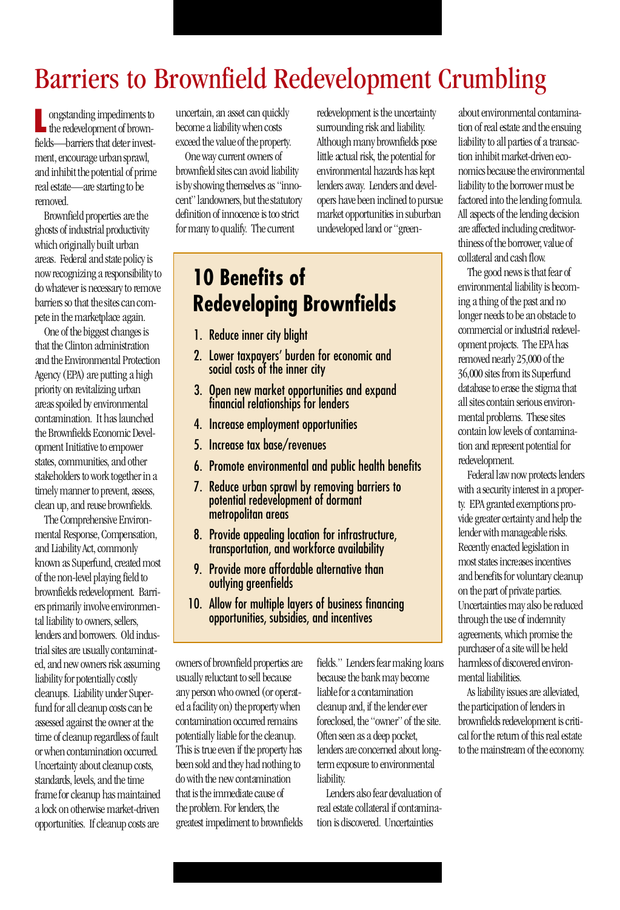# Barriers to Brownfield Redevelopment Crumbling

Longstanding impediments to the redevelopment of brownfields—barriers that deter investment, encourage urban sprawl, and inhibit the potential of prime real estate—are starting to be removed.

Brownfield properties are the ghosts of industrial productivity which originally built urban areas. Federal and state policy is now recognizing a responsibility to do whatever is necessary to remove barriers so that the sites can compete in the marketplace again.

One of the biggest changes is that the Clinton administration and the Environmental Protection Agency (EPA) are putting a high priority on revitalizing urban areas spoiled by environmental contamination. It has launched the Brownfields Economic Development Initiative to empower states, communities, and other stakeholders to work together in a timely manner to prevent, assess, clean up, and reuse brownfields.

The Comprehensive Environmental Response, Compensation, and Liability Act, commonly known as Superfund, created most of the non-level playing field to brownfields redevelopment. Barriers primarily involve environmental liability to owners, sellers, lenders and borrowers. Old industrial sites are usually contaminated, and new owners risk assuming liability for potentially costly cleanups. Liability under Superfund for all cleanup costs can be assessed against the owner at the time of cleanup regardless of fault or when contamination occurred. Uncertainty about cleanup costs, standards, levels, and the time frame for cleanup has maintained a lock on otherwise market-driven opportunities. If cleanup costs are uncertain, an asset can quickly become a liability when costs exceed the value of the property.

One way current owners of brownfield sites can avoid liability is by showing themselves as "innocent" landowners, but the statutory definition of innocence is too strict for many to qualify. The current owners of brownfield properties are usually reluctant to sell because any person who owned (or operated a facility on) the property when contamination occurred remains potentially liable for the cleanup. This is true even if the property has been sold and they had nothing to do with the new contamination that is the immediate cause of the problem. For lenders, the greatest impediment to brownfields redevelopment is the uncertainty surrounding risk and liability. Although many brownfields pose little actual risk, the potential for environmental hazards has kept lenders away. Lenders and developers have been inclined to pursue market opportunities in suburban undeveloped land or "greenfields." Lenders fear making loans because the bank may become liable for a contamination cleanup and, if the lender ever foreclosed, the "owner" of the site. Often seen as a deep pocket, lenders are concerned about long-term exposure to environmental liability.

Lenders also fear devaluation of real estate collateral if contamination is discovered. Uncertainties about environmental contamination of real estate and the ensuing liability to all parties of a transaction inhibit market-driven economics because the environmental liability to the borrower must be factored into the lending formula. All aspects of the lending decision are affected including creditworthiness of the borrower, value of collateral and cash flow.

The good news is that fear of environmental liability is becoming a thing of the past and no longer needs to be an obstacle to commercial or industrial redevelopment projects. The EPA has removed nearly 25,000 of the 36,000 sites from its Superfund database to erase the stigma that all sites contain serious environmental problems. These sites contain low levels of contamination and represent potential for redevelopment.

Federal law now protects lenders with a security interest in a property. EPA granted exemptions provide greater certainty and help the lender with manageable risks. Recently enacted legislation in most states increases incentives and benefits for voluntary cleanup on the part of private parties. Uncertainties may also be reduced through the use of indemnity agreements, which promise the purchaser of a site will be held harmless of discovered environmental liabilities.

As liability issues are alleviated, the participation of lenders in brownfields redevelopment is critical for the return of this real estate to the mainstream of the economy.

## 10 Benefits of Redeveloping Brownfields

1. Reduce inner city blight
2. Lower taxpayers' burden for economic and social costs of the inner city
3. Open new market opportunities and expand financial relationships for lenders
4. Increase employment opportunities
5. Increase tax base/revenues
6. Promote environmental and public health benefits
7. Reduce urban sprawl by removing barriers to potential redevelopment of dormant metropolitan areas
8. Provide appealing location for infrastructure, transportation, and workforce availability
9. Provide more affordable alternative than outlying greenfields
10. Allow for multiple layers of business financing opportunities, subsidies, and incentives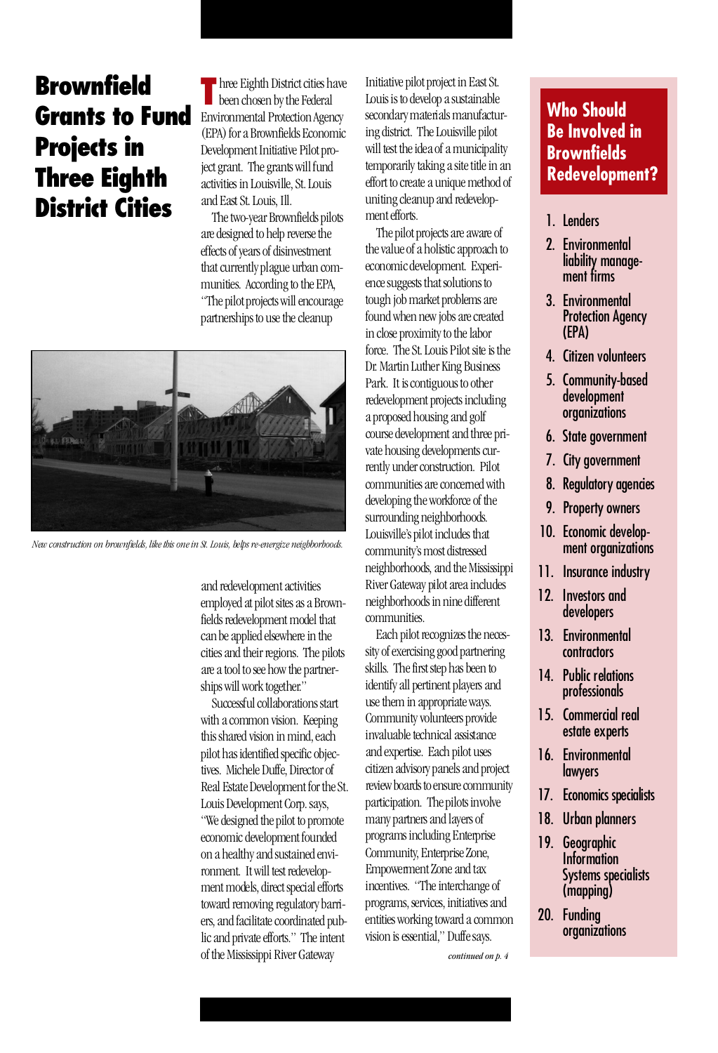# Brownfield Grants to Fund Projects in Three Eighth District Cities

Three Eighth District cities have been chosen by the Federal Environmental Protection Agency (EPA) for a Brownfields Economic Development Initiative Pilot project grant. The grants will fund activities in Louisville, St. Louis and East St. Louis, Ill.

The two-year Brownfields pilots are designed to help reverse the effects of years of disinvestment that currently plague urban communities. According to the EPA, "The pilot projects will encourage partnerships to use the cleanup and redevelopment activities employed at pilot sites as a Brownfields redevelopment model that can be applied elsewhere in the cities and their regions. The pilots are a tool to see how the partnerships will work together."

*New construction on brownfields, like this one in St. Louis, helps re-energize neighborhoods.*

Successful collaborations start with a common vision. Keeping this shared vision in mind, each pilot has identified specific objectives. Michele Duffe, Director of Real Estate Development for the St. Louis Development Corp. says, "We designed the pilot to promote economic development founded on a healthy and sustained environment. It will test redevelopment models, direct special efforts toward removing regulatory barriers, and facilitate coordinated public and private efforts." The intent of the Mississippi River Gateway Initiative pilot project in East St. Louis is to develop a sustainable secondary materials manufacturing district. The Louisville pilot will test the idea of a municipality temporarily taking a site title in an effort to create a unique method of uniting cleanup and redevelopment efforts.

The pilot projects are aware of the value of a holistic approach to economic development. Experience suggests that solutions to tough job market problems are found when new jobs are created in close proximity to the labor force. The St. Louis Pilot site is the Dr. Martin Luther King Business Park. It is contiguous to other redevelopment projects including a proposed housing and golf course development and three private housing developments currently under construction. Pilot communities are concerned with developing the workforce of the surrounding neighborhoods. Louisville's pilot includes that community's most distressed neighborhoods, and the Mississippi River Gateway pilot area includes neighborhoods in nine different communities.

Each pilot recognizes the necessity of exercising good partnering skills. The first step has been to identify all pertinent players and use them in appropriate ways. Community volunteers provide invaluable technical assistance and expertise. Each pilot uses citizen advisory panels and project review boards to ensure community participation. The pilots involve many partners and layers of programs including Enterprise Community, Enterprise Zone, Empowerment Zone and tax incentives. "The interchange of programs, services, initiatives and entities working toward a common vision is essential," Duffe says.

*continued on p. 4*

## Who Should Be Involved in Brownfields Redevelopment?

1. Lenders
2. Environmental liability management firms
3. Environmental Protection Agency (EPA)
4. Citizen volunteers
5. Community-based development organizations
6. State government
7. City government
8. Regulatory agencies
9. Property owners
10. Economic development organizations
11. Insurance industry
12. Investors and developers
13. Environmental contractors
14. Public relations professionals
15. Commercial real estate experts
16. Environmental lawyers
17. Economics specialists
18. Urban planners
19. Geographic Information Systems specialists (mapping)
20. Funding organizations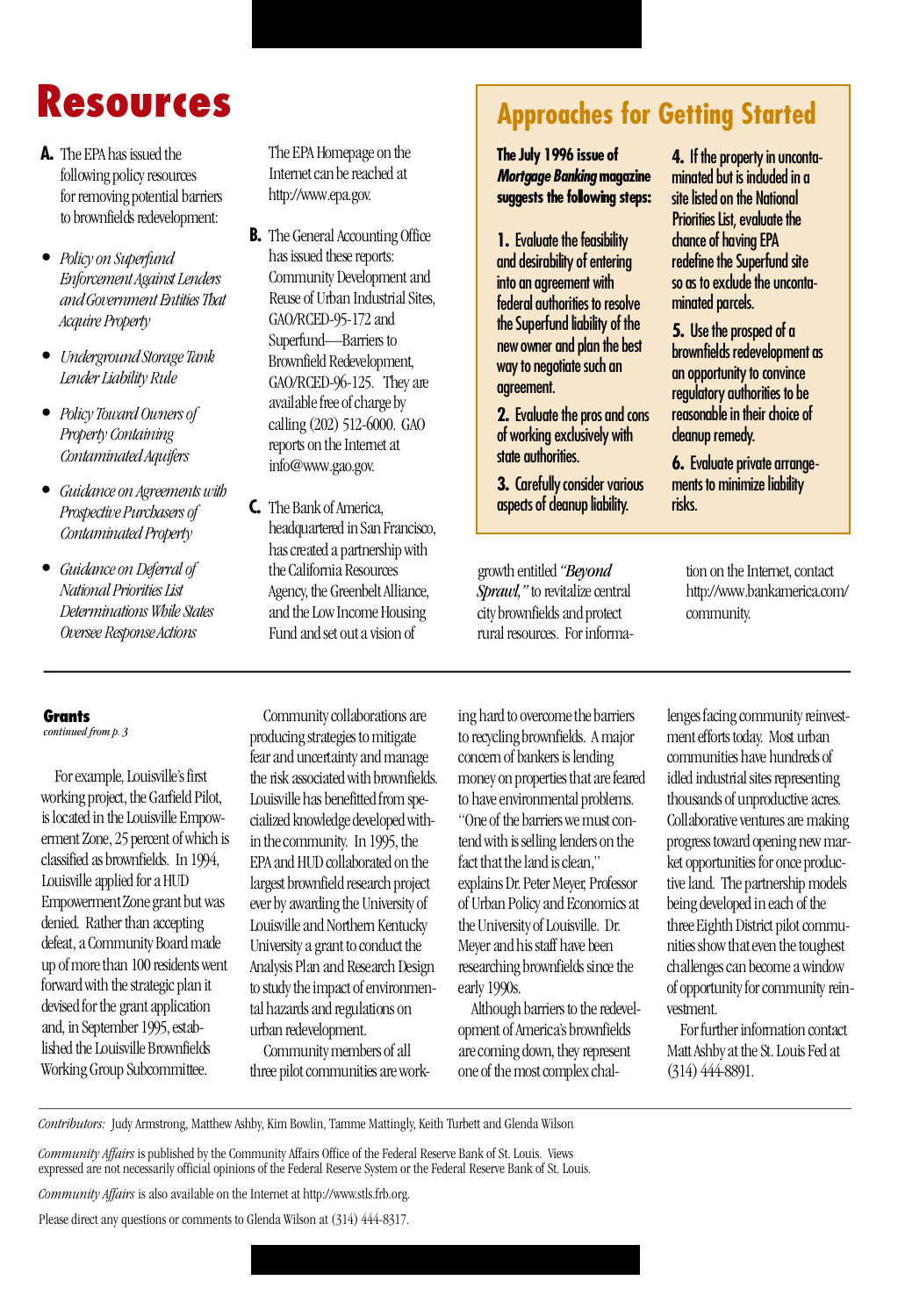# Resources

**A.** The EPA has issued the following policy resources for removing potential barriers to brownfields redevelopment:

- *Policy on Superfund Enforcement Against Lenders and Government Entities That Acquire Property*
- *Underground Storage Tank Lender Liability Rule*
- *Policy Toward Owners of Property Containing Contaminated Aquifers*
- *Guidance on Agreements with Prospective Purchasers of Contaminated Property*
- *Guidance on Deferral of National Priorities List Determinations While States Oversee Response Actions*

The EPA Homepage on the Internet can be reached at http://www.epa.gov.

**B.** The General Accounting Office has issued these reports: Community Development and Reuse of Urban Industrial Sites, GAO/RCED-95-172 and Superfund—Barriers to Brownfield Redevelopment, GAO/RCED-96-125. They are available free of charge by calling (202) 512-6000. GAO reports on the Internet at info@www.gao.gov.

**C.** The Bank of America, headquartered in San Francisco, has created a partnership with the California Resources Agency, the Greenbelt Alliance, and the Low Income Housing Fund and set out a vision of growth entitled *"Beyond Sprawl,"* to revitalize central city brownfields and protect rural resources. For information on the Internet, contact http://www.bankamerica.com/community.

## Approaches for Getting Started

**The July 1996 issue of *Mortgage Banking* magazine suggests the following steps:**

**1.** Evaluate the feasibility and desirability of entering into an agreement with federal authorities to resolve the Superfund liability of the new owner and plan the best way to negotiate such an agreement.

**2.** Evaluate the pros and cons of working exclusively with state authorities.

**3.** Carefully consider various aspects of cleanup liability.

**4.** If the property in uncontaminated but is included in a site listed on the National Priorities List, evaluate the chance of having EPA redefine the Superfund site so as to exclude the uncontaminated parcels.

**5.** Use the prospect of a brownfields redevelopment as an opportunity to convince regulatory authorities to be reasonable in their choice of cleanup remedy.

**6.** Evaluate private arrangements to minimize liability risks.

---

**Grants**
*continued from p. 3*

For example, Louisville's first working project, the Garfield Pilot, is located in the Louisville Empowerment Zone, 25 percent of which is classified as brownfields. In 1994, Louisville applied for a HUD Empowerment Zone grant but was denied. Rather than accepting defeat, a Community Board made up of more than 100 residents went forward with the strategic plan it devised for the grant application and, in September 1995, established the Louisville Brownfields Working Group Subcommittee.

Community collaborations are producing strategies to mitigate fear and uncertainty and manage the risk associated with brownfields. Louisville has benefitted from specialized knowledge developed within the community. In 1995, the EPA and HUD collaborated on the largest brownfield research project ever by awarding the University of Louisville and Northern Kentucky University a grant to conduct the Analysis Plan and Research Design to study the impact of environmental hazards and regulations on urban redevelopment.

Community members of all three pilot communities are working hard to overcome the barriers to recycling brownfields. A major concern of bankers is lending money on properties that are feared to have environmental problems. "One of the barriers we must contend with is selling lenders on the fact that the land is clean," explains Dr. Peter Meyer, Professor of Urban Policy and Economics at the University of Louisville. Dr. Meyer and his staff have been researching brownfields since the early 1990s.

Although barriers to the redevelopment of America's brownfields are coming down, they represent one of the most complex challenges facing community reinvestment efforts today. Most urban communities have hundreds of idled industrial sites representing thousands of unproductive acres. Collaborative ventures are making progress toward opening new market opportunities for once productive land. The partnership models being developed in each of the three Eighth District pilot communities show that even the toughest challenges can become a window of opportunity for community reinvestment.

For further information contact Matt Ashby at the St. Louis Fed at (314) 444-8891.

---

*Contributors:* Judy Armstrong, Matthew Ashby, Kim Bowlin, Tamme Mattingly, Keith Turbett and Glenda Wilson

*Community Affairs* is published by the Community Affairs Office of the Federal Reserve Bank of St. Louis. Views expressed are not necessarily official opinions of the Federal Reserve System or the Federal Reserve Bank of St. Louis.

*Community Affairs* is also available on the Internet at http://www.stls.frb.org.

Please direct any questions or comments to Glenda Wilson at (314) 444-8317.